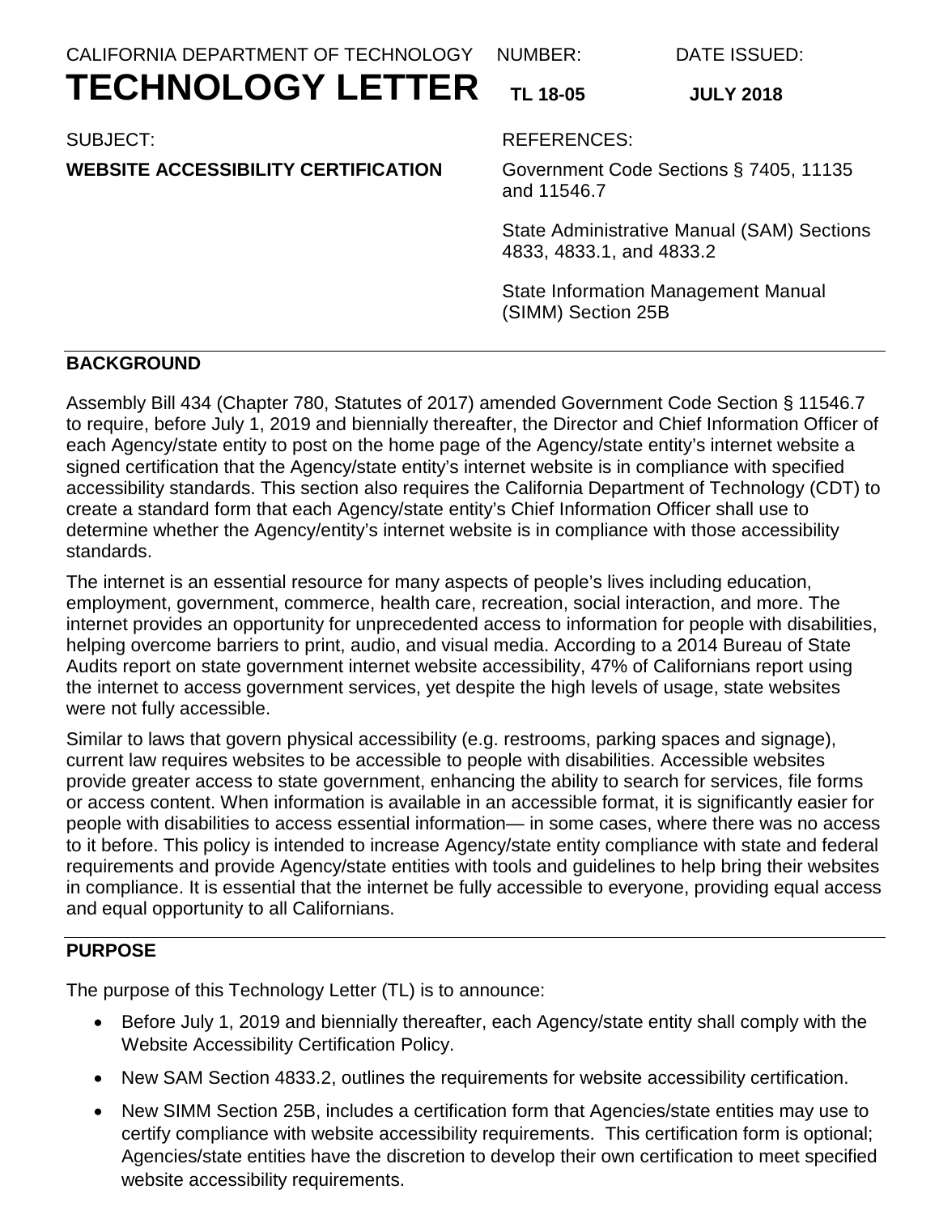CALIFORNIA DEPARTMENT OF TECHNOLOGY

# TECHNOLOGY LETTER

NUMBER: **TL 18-05**

DATE ISSUED: **JULY 2018**

SUBJECT:

**WEBSITE ACCESSIBILITY CERTIFICATION**

REFERENCES:

Government Code Sections § 7405, 11135 and 11546.7

State Administrative Manual (SAM) Sections 4833, 4833.1, and 4833.2

State Information Management Manual (SIMM) Section 25B

## BACKGROUND

Assembly Bill 434 (Chapter 780, Statutes of 2017) amended Government Code Section § 11546.7 to require, before July 1, 2019 and biennially thereafter, the Director and Chief Information Officer of each Agency/state entity to post on the home page of the Agency/state entity's internet website a signed certification that the Agency/state entity's internet website is in compliance with specified accessibility standards. This section also requires the California Department of Technology (CDT) to create a standard form that each Agency/state entity's Chief Information Officer shall use to determine whether the Agency/entity's internet website is in compliance with those accessibility standards.

The internet is an essential resource for many aspects of people's lives including education, employment, government, commerce, health care, recreation, social interaction, and more. The internet provides an opportunity for unprecedented access to information for people with disabilities, helping overcome barriers to print, audio, and visual media. According to a 2014 Bureau of State Audits report on state government internet website accessibility, 47% of Californians report using the internet to access government services, yet despite the high levels of usage, state websites were not fully accessible.

Similar to laws that govern physical accessibility (e.g. restrooms, parking spaces and signage), current law requires websites to be accessible to people with disabilities. Accessible websites provide greater access to state government, enhancing the ability to search for services, file forms or access content. When information is available in an accessible format, it is significantly easier for people with disabilities to access essential information— in some cases, where there was no access to it before. This policy is intended to increase Agency/state entity compliance with state and federal requirements and provide Agency/state entities with tools and guidelines to help bring their websites in compliance. It is essential that the internet be fully accessible to everyone, providing equal access and equal opportunity to all Californians.

## PURPOSE

The purpose of this Technology Letter (TL) is to announce:

- Before July 1, 2019 and biennially thereafter, each Agency/state entity shall comply with the Website Accessibility Certification Policy.
- New SAM Section 4833.2, outlines the requirements for website accessibility certification.
- New SIMM Section 25B, includes a certification form that Agencies/state entities may use to certify compliance with website accessibility requirements. This certification form is optional; Agencies/state entities have the discretion to develop their own certification to meet specified website accessibility requirements.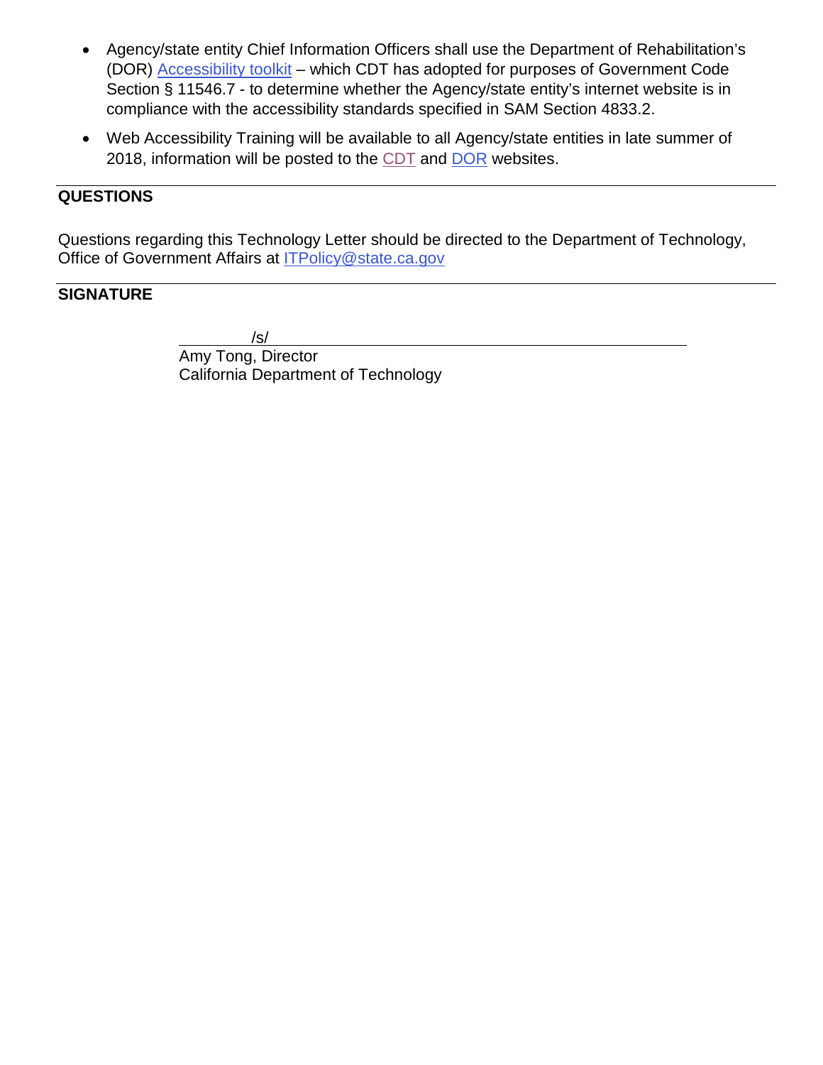- Agency/state entity Chief Information Officers shall use the Department of Rehabilitation's (DOR) Accessibility toolkit – which CDT has adopted for purposes of Government Code Section § 11546.7 - to determine whether the Agency/state entity's internet website is in compliance with the accessibility standards specified in SAM Section 4833.2.
- Web Accessibility Training will be available to all Agency/state entities in late summer of 2018, information will be posted to the CDT and DOR websites.

## QUESTIONS

Questions regarding this Technology Letter should be directed to the Department of Technology, Office of Government Affairs at ITPolicy@state.ca.gov

## SIGNATURE

/s/

Amy Tong, Director
California Department of Technology